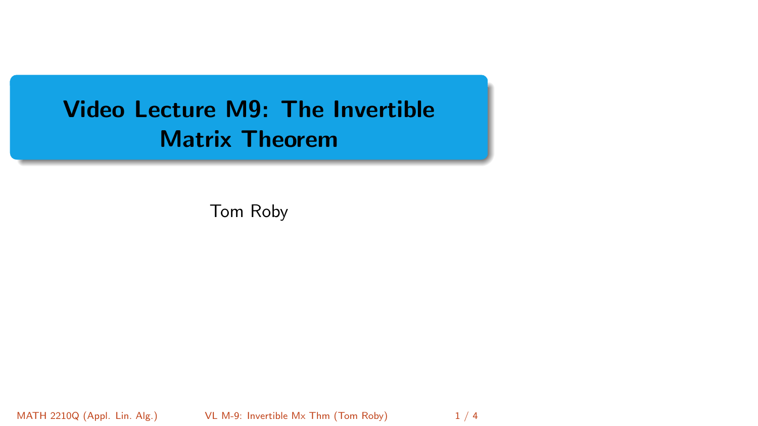# Video Lecture M9: The Invertible Matrix Theorem

Tom Roby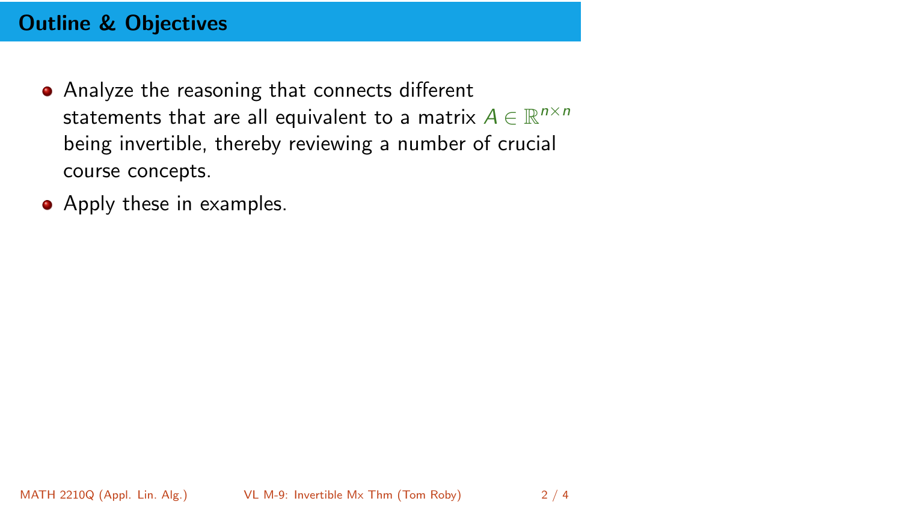## Outline & Objectives

- Analyze the reasoning that connects different statements that are all equivalent to a matrix $A \in \mathbb{R}^{n\times n}$ being invertible, thereby reviewing a number of crucial course concepts.
- Apply these in examples.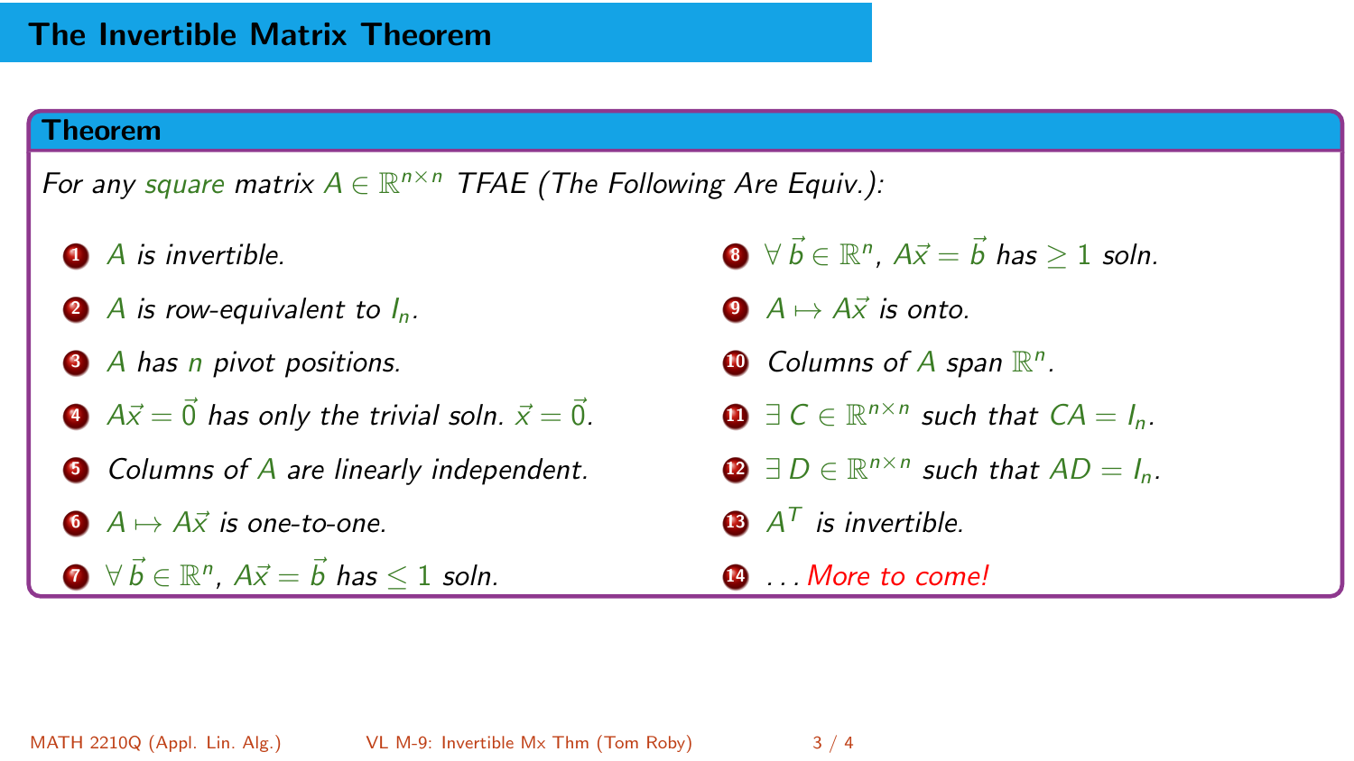## The Invertible Matrix Theorem

**Theorem**

*For any square matrix $A \in \mathbb{R}^{n\times n}$ TFAE (The Following Are Equiv.):*

1. $A$ is invertible.
2. $A$ is row-equivalent to $I_n$.
3. $A$ has $n$ pivot positions.
4. $A\vec{x} = \vec{0}$ has only the trivial soln. $\vec{x} = \vec{0}$.
5. Columns of $A$ are linearly independent.
6. $A \mapsto A\vec{x}$ is one-to-one.
7. $\forall\, \vec{b} \in \mathbb{R}^n$, $A\vec{x} = \vec{b}$ has $\leq 1$ soln.
8. $\forall\, \vec{b} \in \mathbb{R}^n$, $A\vec{x} = \vec{b}$ has $\geq 1$ soln.
9. $A \mapsto A\vec{x}$ is onto.
10. Columns of $A$ span $\mathbb{R}^n$.
11. $\exists\, C \in \mathbb{R}^{n\times n}$ such that $CA = I_n$.
12. $\exists\, D \in \mathbb{R}^{n\times n}$ such that $AD = I_n$.
13. $A^T$ is invertible.
14. ... More to come!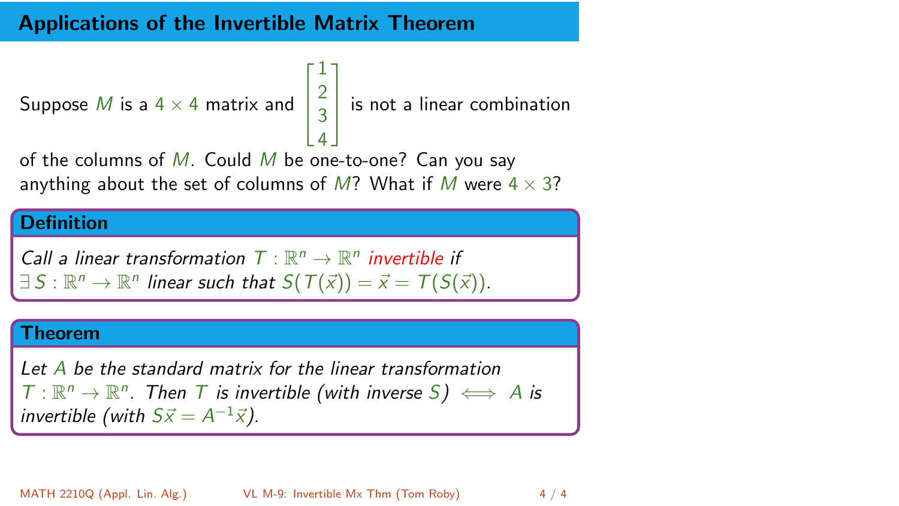## Applications of the Invertible Matrix Theorem

Suppose $M$ is a $4 \times 4$ matrix and $\begin{bmatrix} 1 \\ 2 \\ 3 \\ 4 \end{bmatrix}$ is not a linear combination of the columns of $M$. Could $M$ be one-to-one? Can you say anything about the set of columns of $M$? What if $M$ were $4 \times 3$?

**Definition**

*Call a linear transformation $T : \mathbb{R}^n \to \mathbb{R}^n$ invertible if $\exists\, S : \mathbb{R}^n \to \mathbb{R}^n$ linear such that $S(T(\vec{x})) = \vec{x} = T(S(\vec{x}))$.*

**Theorem**

*Let $A$ be the standard matrix for the linear transformation $T : \mathbb{R}^n \to \mathbb{R}^n$. Then $T$ is invertible (with inverse $S$) $\iff$ $A$ is invertible (with $S\vec{x} = A^{-1}\vec{x}$).*